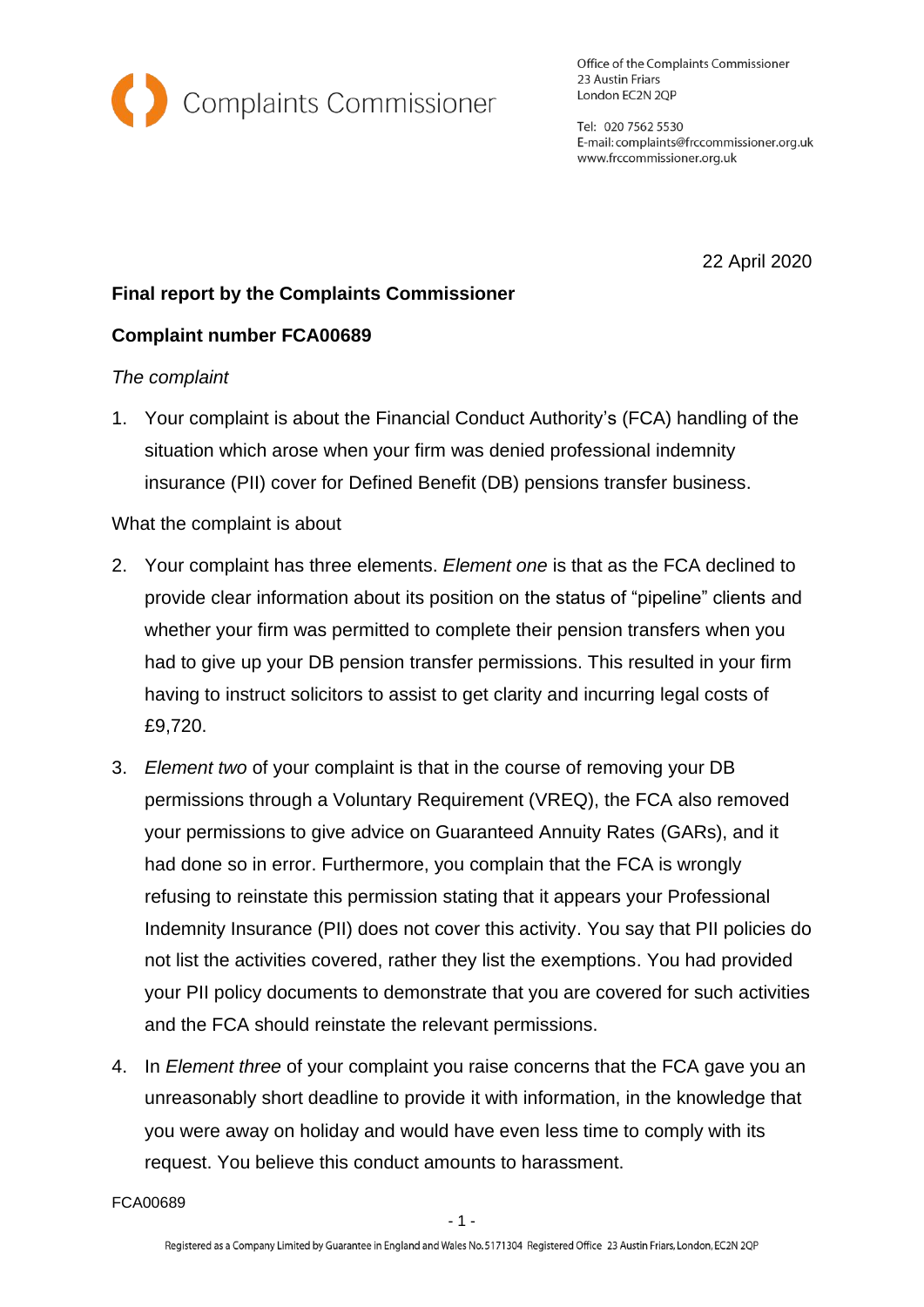Complaints Commissioner

Office of the Complaints Commissioner
23 Austin Friars
London EC2N 2QP

Tel: 020 7562 5530
E-mail: complaints@frccommissioner.org.uk
www.frccommissioner.org.uk

22 April 2020

**Final report by the Complaints Commissioner**

**Complaint number FCA00689**

*The complaint*

1. Your complaint is about the Financial Conduct Authority's (FCA) handling of the situation which arose when your firm was denied professional indemnity insurance (PII) cover for Defined Benefit (DB) pensions transfer business.

What the complaint is about

2. Your complaint has three elements. *Element one* is that as the FCA declined to provide clear information about its position on the status of "pipeline" clients and whether your firm was permitted to complete their pension transfers when you had to give up your DB pension transfer permissions. This resulted in your firm having to instruct solicitors to assist to get clarity and incurring legal costs of £9,720.

3. *Element two* of your complaint is that in the course of removing your DB permissions through a Voluntary Requirement (VREQ), the FCA also removed your permissions to give advice on Guaranteed Annuity Rates (GARs), and it had done so in error. Furthermore, you complain that the FCA is wrongly refusing to reinstate this permission stating that it appears your Professional Indemnity Insurance (PII) does not cover this activity. You say that PII policies do not list the activities covered, rather they list the exemptions. You had provided your PII policy documents to demonstrate that you are covered for such activities and the FCA should reinstate the relevant permissions.

4. In *Element three* of your complaint you raise concerns that the FCA gave you an unreasonably short deadline to provide it with information, in the knowledge that you were away on holiday and would have even less time to comply with its request. You believe this conduct amounts to harassment.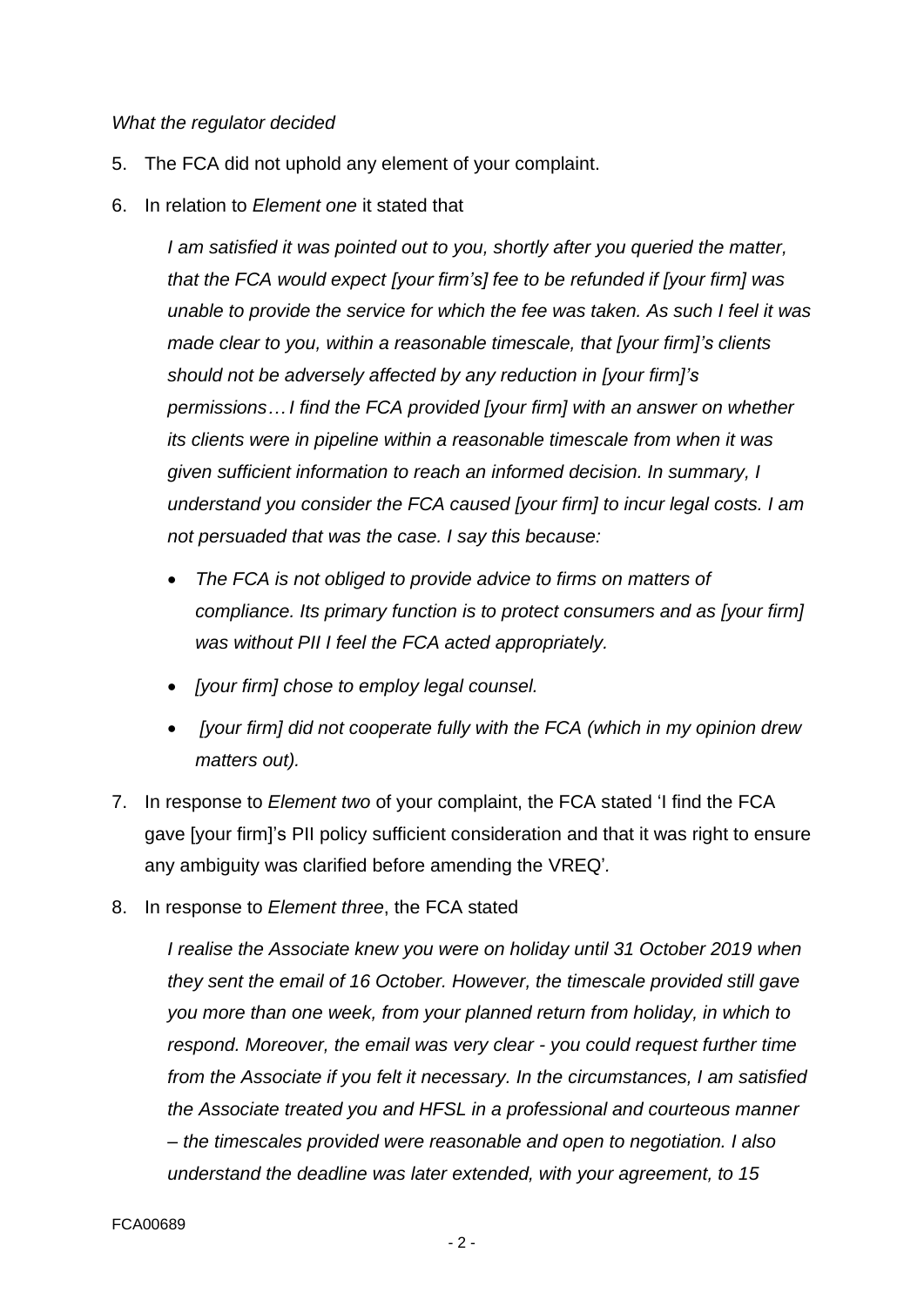*What the regulator decided*

5. The FCA did not uphold any element of your complaint.

6. In relation to *Element one* it stated that

   *I am satisfied it was pointed out to you, shortly after you queried the matter, that the FCA would expect [your firm's] fee to be refunded if [your firm] was unable to provide the service for which the fee was taken. As such I feel it was made clear to you, within a reasonable timescale, that [your firm]'s clients should not be adversely affected by any reduction in [your firm]'s permissions… I find the FCA provided [your firm] with an answer on whether its clients were in pipeline within a reasonable timescale from when it was given sufficient information to reach an informed decision. In summary, I understand you consider the FCA caused [your firm] to incur legal costs. I am not persuaded that was the case. I say this because:*

   - *The FCA is not obliged to provide advice to firms on matters of compliance. Its primary function is to protect consumers and as [your firm] was without PII I feel the FCA acted appropriately.*
   - *[your firm] chose to employ legal counsel.*
   - *[your firm] did not cooperate fully with the FCA (which in my opinion drew matters out).*

7. In response to *Element two* of your complaint, the FCA stated 'I find the FCA gave [your firm]'s PII policy sufficient consideration and that it was right to ensure any ambiguity was clarified before amending the VREQ'.

8. In response to *Element three*, the FCA stated

   *I realise the Associate knew you were on holiday until 31 October 2019 when they sent the email of 16 October. However, the timescale provided still gave you more than one week, from your planned return from holiday, in which to respond. Moreover, the email was very clear - you could request further time from the Associate if you felt it necessary. In the circumstances, I am satisfied the Associate treated you and HFSL in a professional and courteous manner – the timescales provided were reasonable and open to negotiation. I also understand the deadline was later extended, with your agreement, to 15*

FCA00689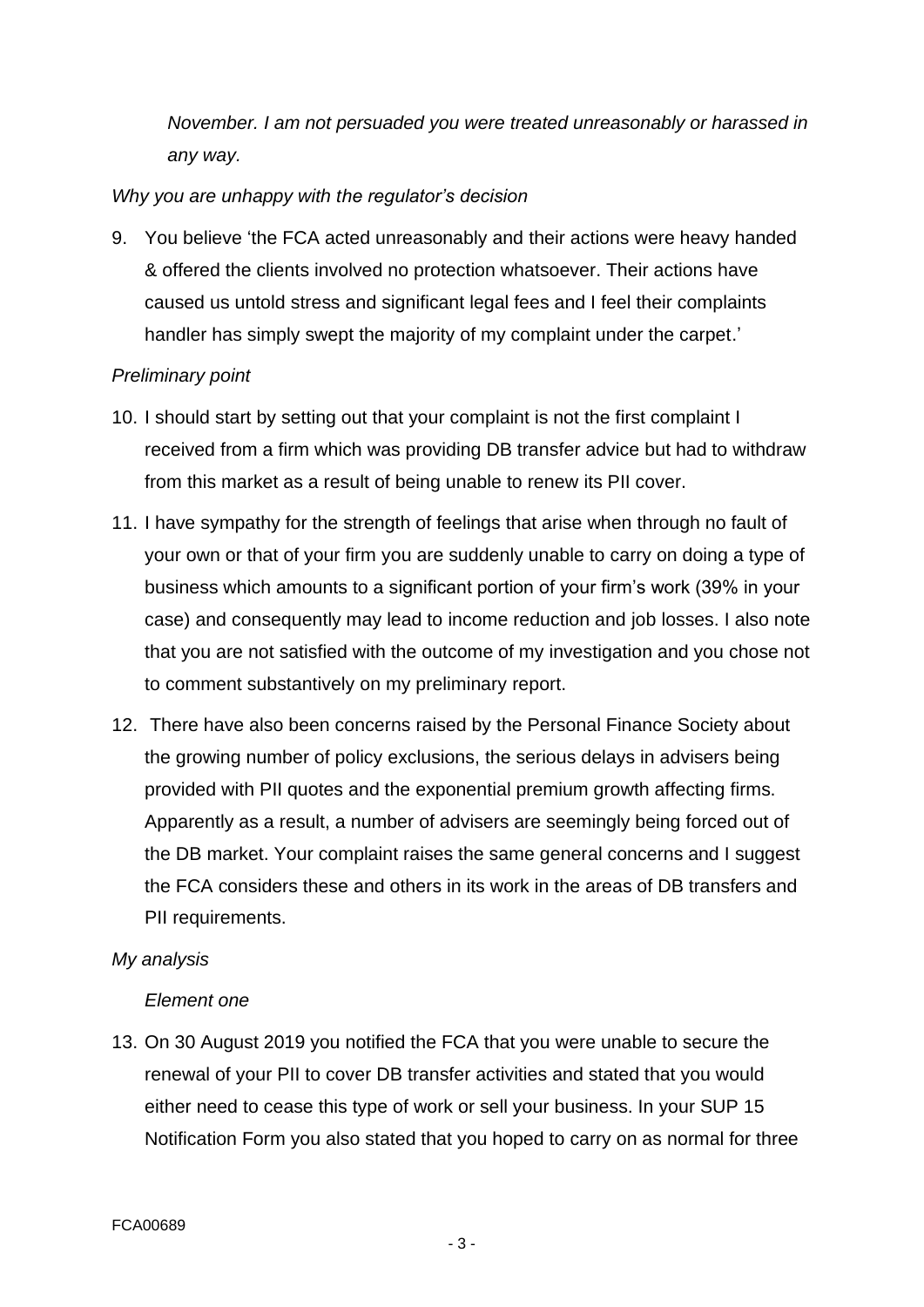*November. I am not persuaded you were treated unreasonably or harassed in any way.*

*Why you are unhappy with the regulator's decision*

9. You believe 'the FCA acted unreasonably and their actions were heavy handed & offered the clients involved no protection whatsoever. Their actions have caused us untold stress and significant legal fees and I feel their complaints handler has simply swept the majority of my complaint under the carpet.'

*Preliminary point*

10. I should start by setting out that your complaint is not the first complaint I received from a firm which was providing DB transfer advice but had to withdraw from this market as a result of being unable to renew its PII cover.

11. I have sympathy for the strength of feelings that arise when through no fault of your own or that of your firm you are suddenly unable to carry on doing a type of business which amounts to a significant portion of your firm's work (39% in your case) and consequently may lead to income reduction and job losses. I also note that you are not satisfied with the outcome of my investigation and you chose not to comment substantively on my preliminary report.

12. There have also been concerns raised by the Personal Finance Society about the growing number of policy exclusions, the serious delays in advisers being provided with PII quotes and the exponential premium growth affecting firms. Apparently as a result, a number of advisers are seemingly being forced out of the DB market. Your complaint raises the same general concerns and I suggest the FCA considers these and others in its work in the areas of DB transfers and PII requirements.

*My analysis*

*Element one*

13. On 30 August 2019 you notified the FCA that you were unable to secure the renewal of your PII to cover DB transfer activities and stated that you would either need to cease this type of work or sell your business. In your SUP 15 Notification Form you also stated that you hoped to carry on as normal for three

FCA00689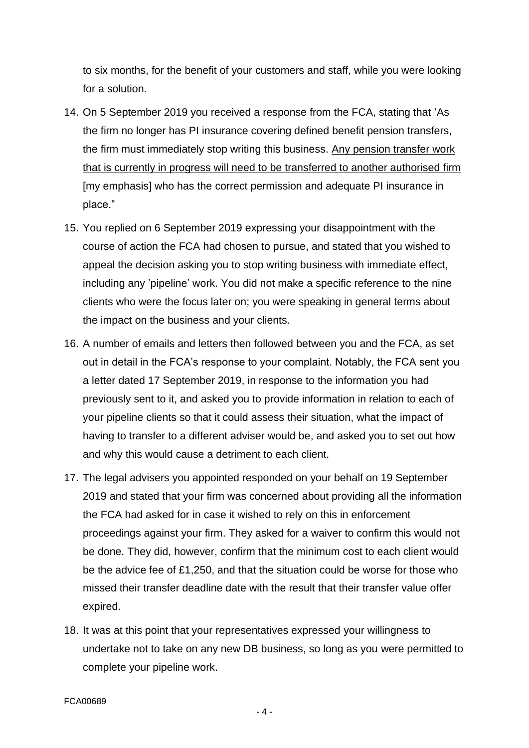to six months, for the benefit of your customers and staff, while you were looking for a solution.

14. On 5 September 2019 you received a response from the FCA, stating that 'As the firm no longer has PI insurance covering defined benefit pension transfers, the firm must immediately stop writing this business. <u>Any pension transfer work that is currently in progress will need to be transferred to another authorised firm</u> [my emphasis] who has the correct permission and adequate PI insurance in place."
15. You replied on 6 September 2019 expressing your disappointment with the course of action the FCA had chosen to pursue, and stated that you wished to appeal the decision asking you to stop writing business with immediate effect, including any 'pipeline' work. You did not make a specific reference to the nine clients who were the focus later on; you were speaking in general terms about the impact on the business and your clients.
16. A number of emails and letters then followed between you and the FCA, as set out in detail in the FCA's response to your complaint. Notably, the FCA sent you a letter dated 17 September 2019, in response to the information you had previously sent to it, and asked you to provide information in relation to each of your pipeline clients so that it could assess their situation, what the impact of having to transfer to a different adviser would be, and asked you to set out how and why this would cause a detriment to each client.
17. The legal advisers you appointed responded on your behalf on 19 September 2019 and stated that your firm was concerned about providing all the information the FCA had asked for in case it wished to rely on this in enforcement proceedings against your firm. They asked for a waiver to confirm this would not be done. They did, however, confirm that the minimum cost to each client would be the advice fee of £1,250, and that the situation could be worse for those who missed their transfer deadline date with the result that their transfer value offer expired.
18. It was at this point that your representatives expressed your willingness to undertake not to take on any new DB business, so long as you were permitted to complete your pipeline work.

FCA00689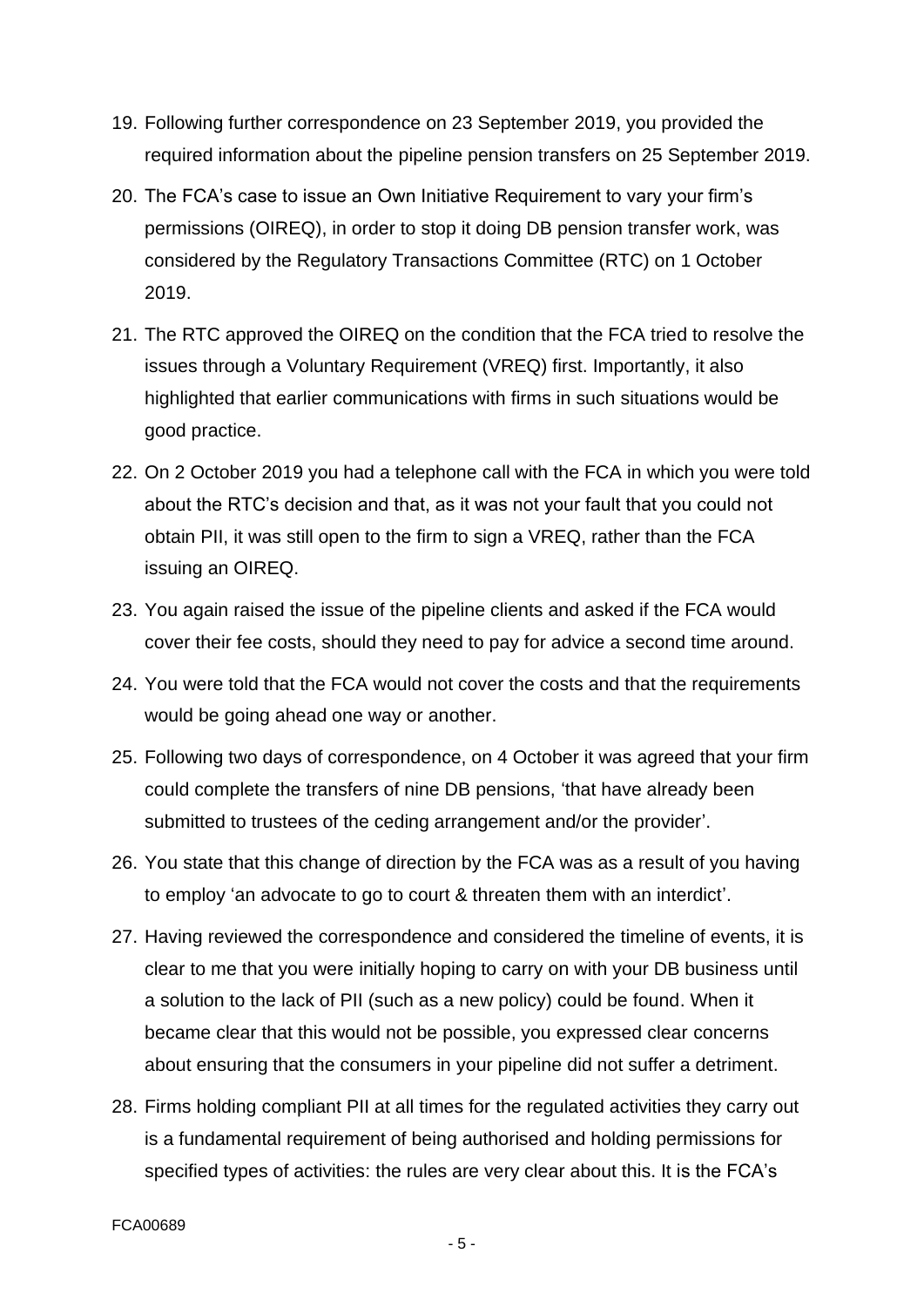19. Following further correspondence on 23 September 2019, you provided the required information about the pipeline pension transfers on 25 September 2019.

20. The FCA's case to issue an Own Initiative Requirement to vary your firm's permissions (OIREQ), in order to stop it doing DB pension transfer work, was considered by the Regulatory Transactions Committee (RTC) on 1 October 2019.

21. The RTC approved the OIREQ on the condition that the FCA tried to resolve the issues through a Voluntary Requirement (VREQ) first. Importantly, it also highlighted that earlier communications with firms in such situations would be good practice.

22. On 2 October 2019 you had a telephone call with the FCA in which you were told about the RTC's decision and that, as it was not your fault that you could not obtain PII, it was still open to the firm to sign a VREQ, rather than the FCA issuing an OIREQ.

23. You again raised the issue of the pipeline clients and asked if the FCA would cover their fee costs, should they need to pay for advice a second time around.

24. You were told that the FCA would not cover the costs and that the requirements would be going ahead one way or another.

25. Following two days of correspondence, on 4 October it was agreed that your firm could complete the transfers of nine DB pensions, 'that have already been submitted to trustees of the ceding arrangement and/or the provider'.

26. You state that this change of direction by the FCA was as a result of you having to employ 'an advocate to go to court & threaten them with an interdict'.

27. Having reviewed the correspondence and considered the timeline of events, it is clear to me that you were initially hoping to carry on with your DB business until a solution to the lack of PII (such as a new policy) could be found. When it became clear that this would not be possible, you expressed clear concerns about ensuring that the consumers in your pipeline did not suffer a detriment.

28. Firms holding compliant PII at all times for the regulated activities they carry out is a fundamental requirement of being authorised and holding permissions for specified types of activities: the rules are very clear about this. It is the FCA's

FCA00689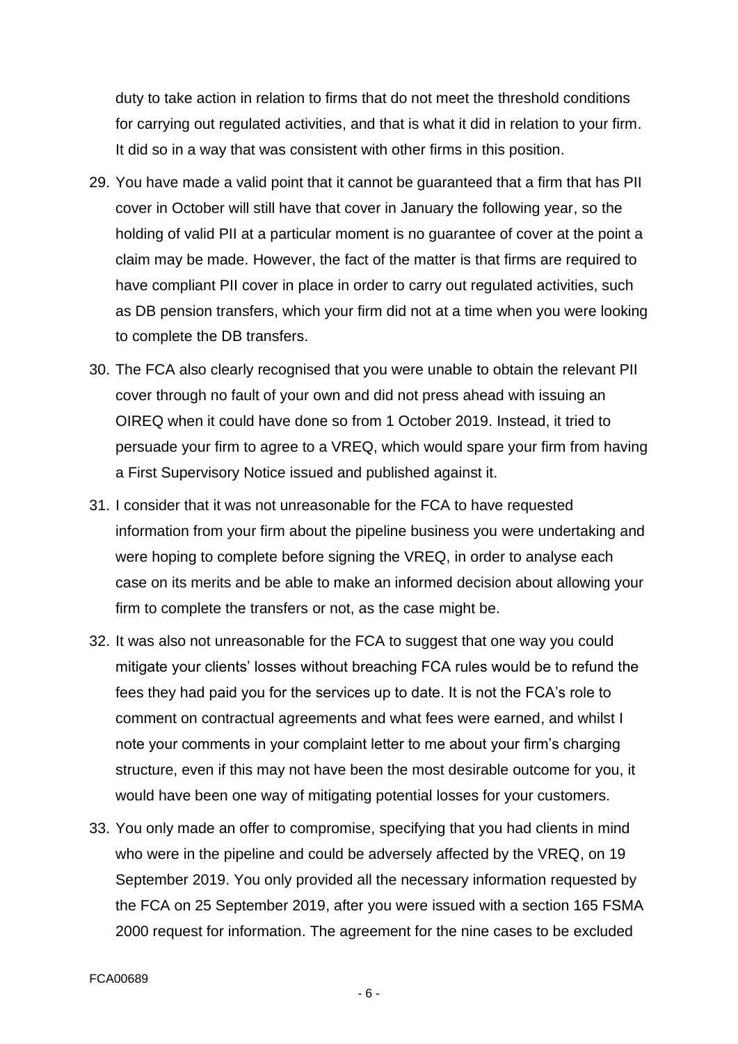duty to take action in relation to firms that do not meet the threshold conditions for carrying out regulated activities, and that is what it did in relation to your firm. It did so in a way that was consistent with other firms in this position.

29. You have made a valid point that it cannot be guaranteed that a firm that has PII cover in October will still have that cover in January the following year, so the holding of valid PII at a particular moment is no guarantee of cover at the point a claim may be made. However, the fact of the matter is that firms are required to have compliant PII cover in place in order to carry out regulated activities, such as DB pension transfers, which your firm did not at a time when you were looking to complete the DB transfers.

30. The FCA also clearly recognised that you were unable to obtain the relevant PII cover through no fault of your own and did not press ahead with issuing an OIREQ when it could have done so from 1 October 2019. Instead, it tried to persuade your firm to agree to a VREQ, which would spare your firm from having a First Supervisory Notice issued and published against it.

31. I consider that it was not unreasonable for the FCA to have requested information from your firm about the pipeline business you were undertaking and were hoping to complete before signing the VREQ, in order to analyse each case on its merits and be able to make an informed decision about allowing your firm to complete the transfers or not, as the case might be.

32. It was also not unreasonable for the FCA to suggest that one way you could mitigate your clients' losses without breaching FCA rules would be to refund the fees they had paid you for the services up to date. It is not the FCA's role to comment on contractual agreements and what fees were earned, and whilst I note your comments in your complaint letter to me about your firm's charging structure, even if this may not have been the most desirable outcome for you, it would have been one way of mitigating potential losses for your customers.

33. You only made an offer to compromise, specifying that you had clients in mind who were in the pipeline and could be adversely affected by the VREQ, on 19 September 2019. You only provided all the necessary information requested by the FCA on 25 September 2019, after you were issued with a section 165 FSMA 2000 request for information. The agreement for the nine cases to be excluded

FCA00689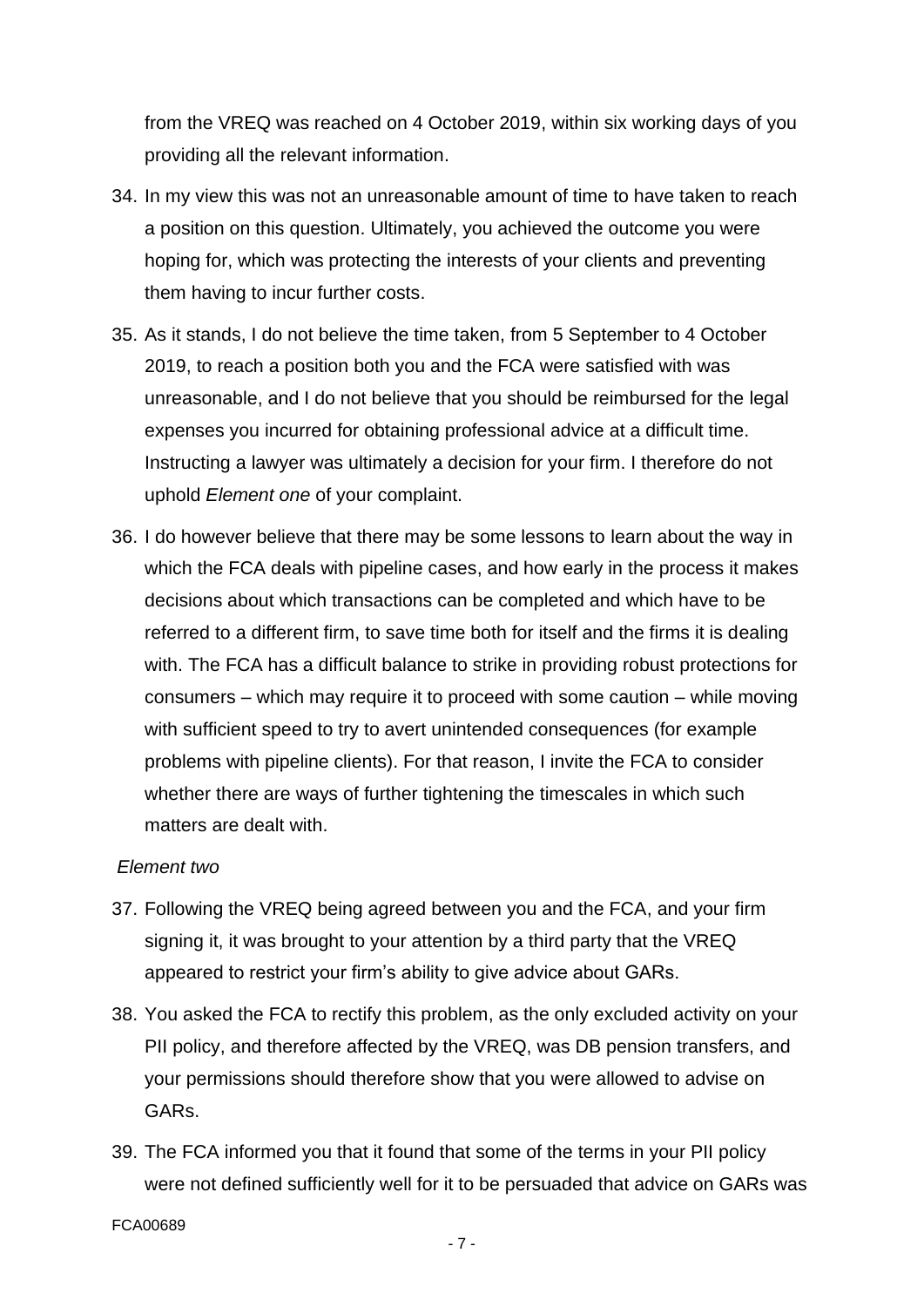from the VREQ was reached on 4 October 2019, within six working days of you providing all the relevant information.

34. In my view this was not an unreasonable amount of time to have taken to reach a position on this question. Ultimately, you achieved the outcome you were hoping for, which was protecting the interests of your clients and preventing them having to incur further costs.

35. As it stands, I do not believe the time taken, from 5 September to 4 October 2019, to reach a position both you and the FCA were satisfied with was unreasonable, and I do not believe that you should be reimbursed for the legal expenses you incurred for obtaining professional advice at a difficult time. Instructing a lawyer was ultimately a decision for your firm. I therefore do not uphold *Element one* of your complaint.

36. I do however believe that there may be some lessons to learn about the way in which the FCA deals with pipeline cases, and how early in the process it makes decisions about which transactions can be completed and which have to be referred to a different firm, to save time both for itself and the firms it is dealing with. The FCA has a difficult balance to strike in providing robust protections for consumers – which may require it to proceed with some caution – while moving with sufficient speed to try to avert unintended consequences (for example problems with pipeline clients). For that reason, I invite the FCA to consider whether there are ways of further tightening the timescales in which such matters are dealt with.

*Element two*

37. Following the VREQ being agreed between you and the FCA, and your firm signing it, it was brought to your attention by a third party that the VREQ appeared to restrict your firm's ability to give advice about GARs.

38. You asked the FCA to rectify this problem, as the only excluded activity on your PII policy, and therefore affected by the VREQ, was DB pension transfers, and your permissions should therefore show that you were allowed to advise on GARs.

39. The FCA informed you that it found that some of the terms in your PII policy were not defined sufficiently well for it to be persuaded that advice on GARs was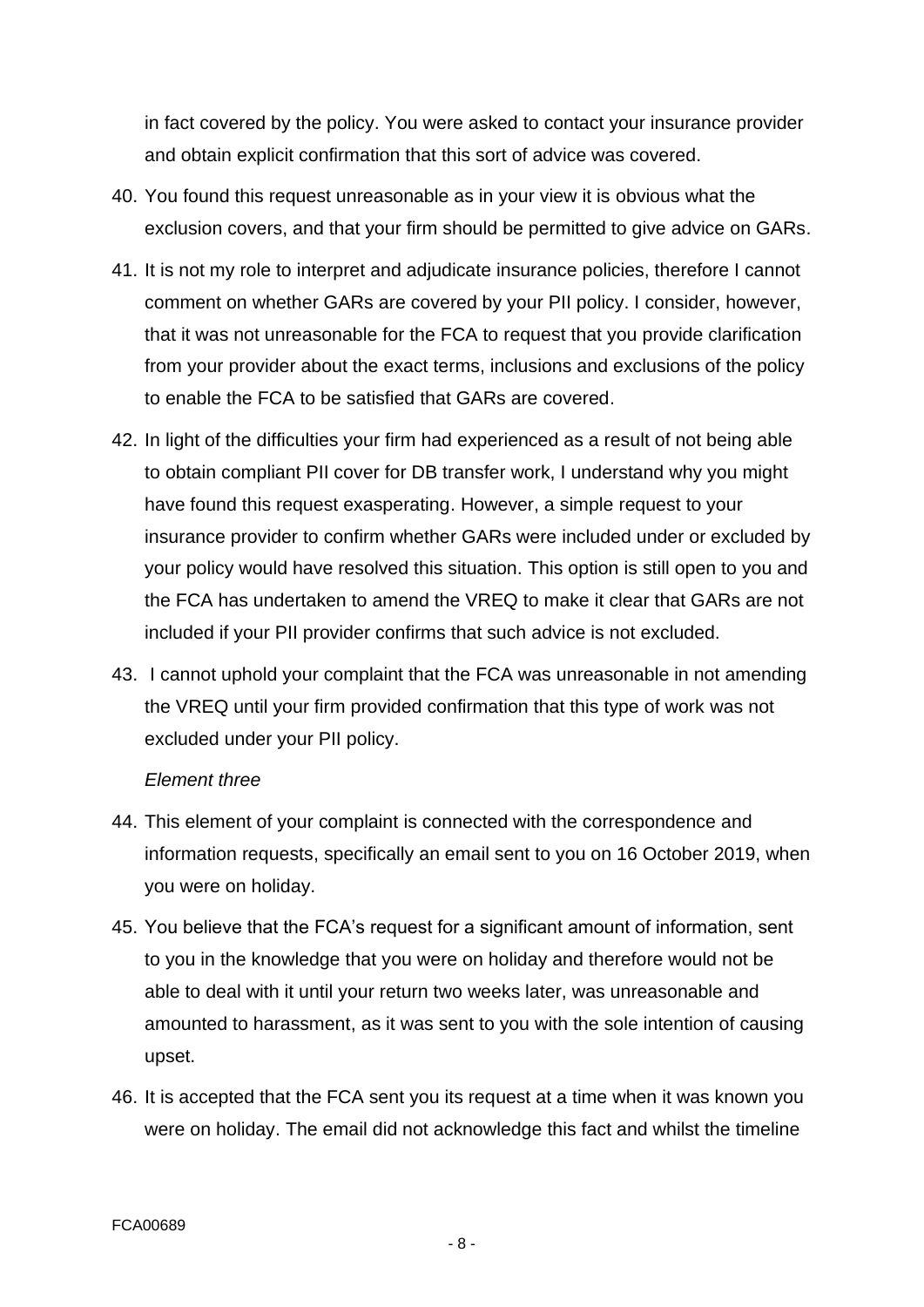in fact covered by the policy. You were asked to contact your insurance provider and obtain explicit confirmation that this sort of advice was covered.

40. You found this request unreasonable as in your view it is obvious what the exclusion covers, and that your firm should be permitted to give advice on GARs.

41. It is not my role to interpret and adjudicate insurance policies, therefore I cannot comment on whether GARs are covered by your PII policy. I consider, however, that it was not unreasonable for the FCA to request that you provide clarification from your provider about the exact terms, inclusions and exclusions of the policy to enable the FCA to be satisfied that GARs are covered.

42. In light of the difficulties your firm had experienced as a result of not being able to obtain compliant PII cover for DB transfer work, I understand why you might have found this request exasperating. However, a simple request to your insurance provider to confirm whether GARs were included under or excluded by your policy would have resolved this situation. This option is still open to you and the FCA has undertaken to amend the VREQ to make it clear that GARs are not included if your PII provider confirms that such advice is not excluded.

43. I cannot uphold your complaint that the FCA was unreasonable in not amending the VREQ until your firm provided confirmation that this type of work was not excluded under your PII policy.

*Element three*

44. This element of your complaint is connected with the correspondence and information requests, specifically an email sent to you on 16 October 2019, when you were on holiday.

45. You believe that the FCA's request for a significant amount of information, sent to you in the knowledge that you were on holiday and therefore would not be able to deal with it until your return two weeks later, was unreasonable and amounted to harassment, as it was sent to you with the sole intention of causing upset.

46. It is accepted that the FCA sent you its request at a time when it was known you were on holiday. The email did not acknowledge this fact and whilst the timeline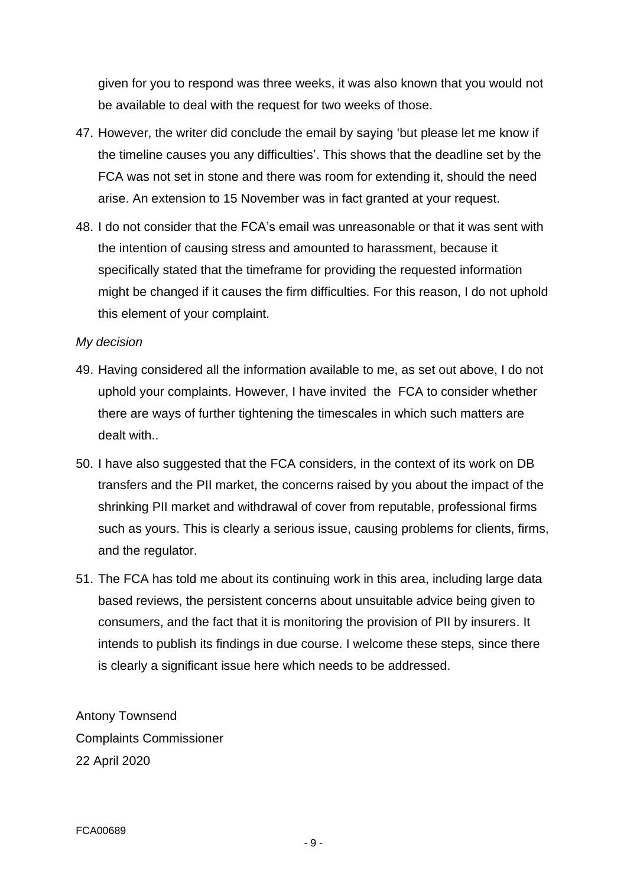given for you to respond was three weeks, it was also known that you would not be available to deal with the request for two weeks of those.

47. However, the writer did conclude the email by saying 'but please let me know if the timeline causes you any difficulties'. This shows that the deadline set by the FCA was not set in stone and there was room for extending it, should the need arise. An extension to 15 November was in fact granted at your request.

48. I do not consider that the FCA's email was unreasonable or that it was sent with the intention of causing stress and amounted to harassment, because it specifically stated that the timeframe for providing the requested information might be changed if it causes the firm difficulties. For this reason, I do not uphold this element of your complaint.

*My decision*

49. Having considered all the information available to me, as set out above, I do not uphold your complaints. However, I have invited the FCA to consider whether there are ways of further tightening the timescales in which such matters are dealt with..

50. I have also suggested that the FCA considers, in the context of its work on DB transfers and the PII market, the concerns raised by you about the impact of the shrinking PII market and withdrawal of cover from reputable, professional firms such as yours. This is clearly a serious issue, causing problems for clients, firms, and the regulator.

51. The FCA has told me about its continuing work in this area, including large data based reviews, the persistent concerns about unsuitable advice being given to consumers, and the fact that it is monitoring the provision of PII by insurers. It intends to publish its findings in due course. I welcome these steps, since there is clearly a significant issue here which needs to be addressed.

Antony Townsend
Complaints Commissioner
22 April 2020

FCA00689